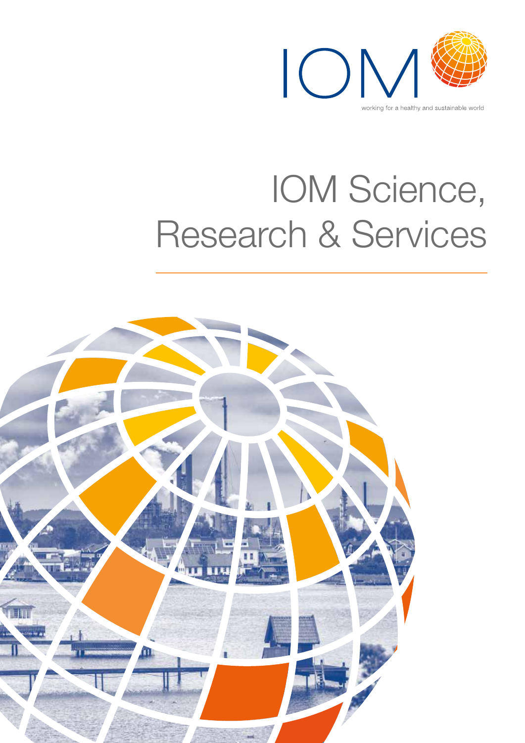IOM

working for a healthy and sustainable world

# IOM Science, Research & Services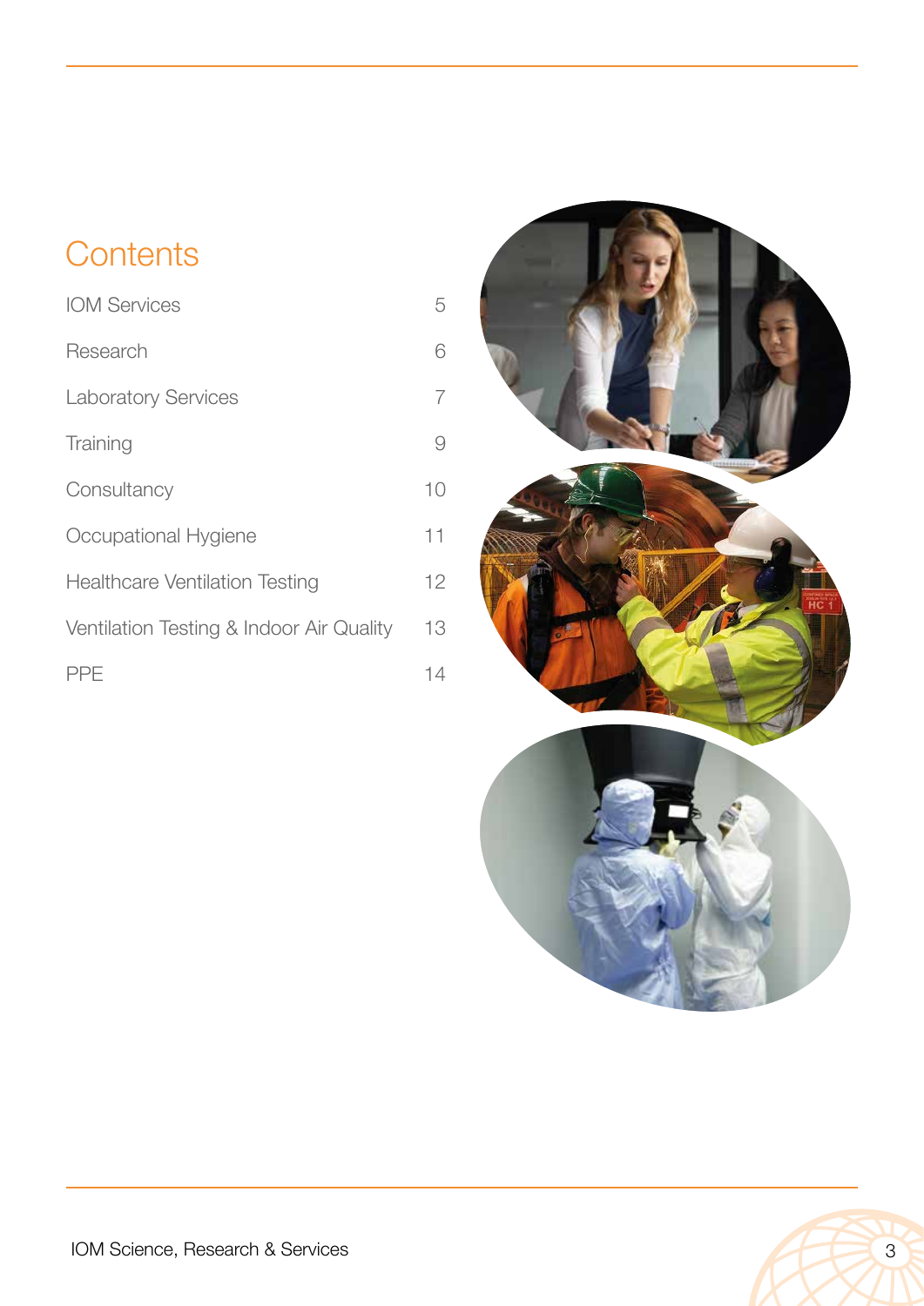# Contents

| | |
|---|---|
| IOM Services | 5 |
| Research | 6 |
| Laboratory Services | 7 |
| Training | 9 |
| Consultancy | 10 |
| Occupational Hygiene | 11 |
| Healthcare Ventilation Testing | 12 |
| Ventilation Testing & Indoor Air Quality | 13 |
| PPE | 14 |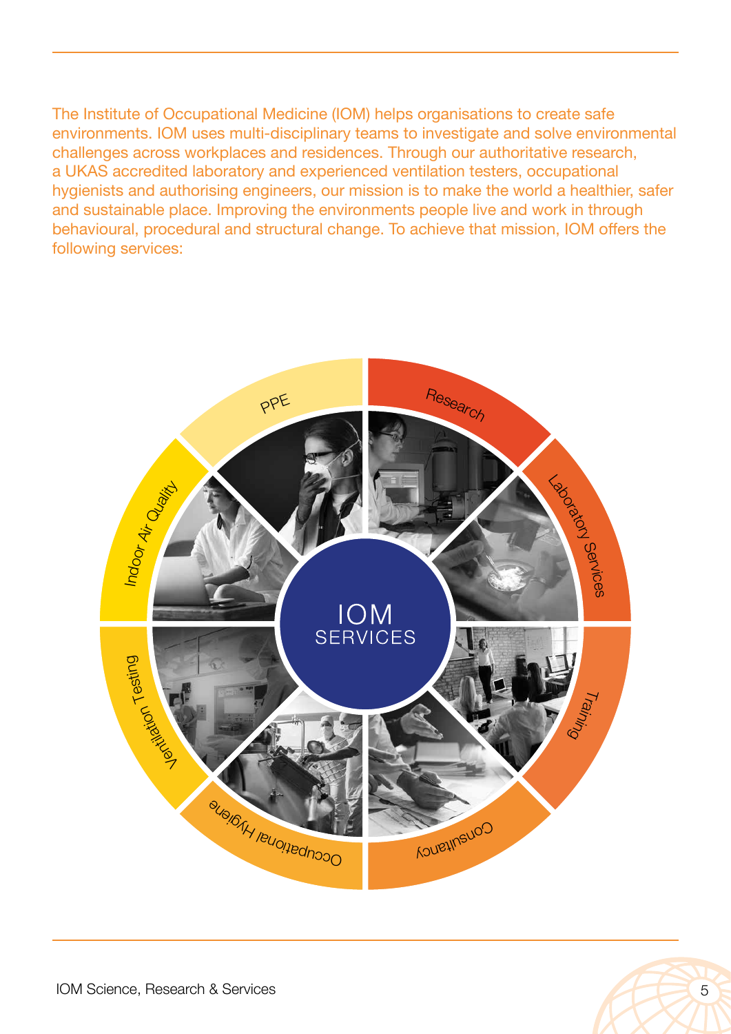The Institute of Occupational Medicine (IOM) helps organisations to create safe environments. IOM uses multi-disciplinary teams to investigate and solve environmental challenges across workplaces and residences. Through our authoritative research, a UKAS accredited laboratory and experienced ventilation testers, occupational hygienists and authorising engineers, our mission is to make the world a healthier, safer and sustainable place. Improving the environments people live and work in through behavioural, procedural and structural change. To achieve that mission, IOM offers the following services:

IOM SERVICES

- PPE
- Research
- Laboratory Services
- Training
- Consultancy
- Occupational Hygiene
- Ventilation Testing
- Indoor Air Quality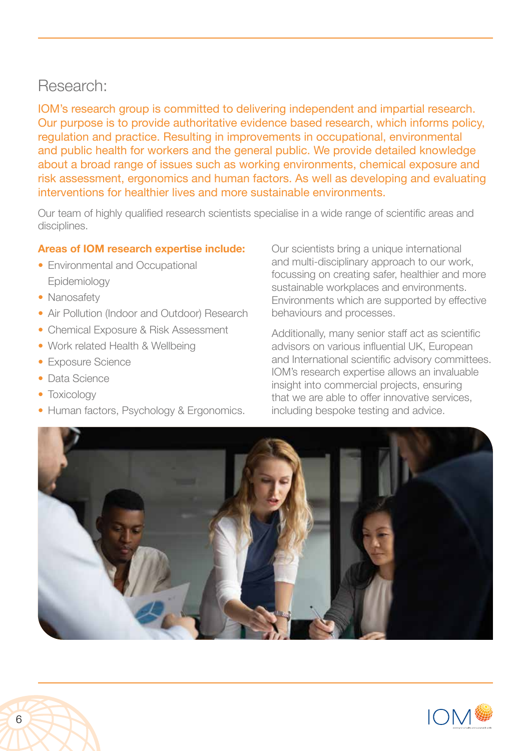# Research:

IOM's research group is committed to delivering independent and impartial research. Our purpose is to provide authoritative evidence based research, which informs policy, regulation and practice. Resulting in improvements in occupational, environmental and public health for workers and the general public. We provide detailed knowledge about a broad range of issues such as working environments, chemical exposure and risk assessment, ergonomics and human factors. As well as developing and evaluating interventions for healthier lives and more sustainable environments.

Our team of highly qualified research scientists specialise in a wide range of scientific areas and disciplines.

**Areas of IOM research expertise include:**

- Environmental and Occupational Epidemiology
- Nanosafety
- Air Pollution (Indoor and Outdoor) Research
- Chemical Exposure & Risk Assessment
- Work related Health & Wellbeing
- Exposure Science
- Data Science
- Toxicology
- Human factors, Psychology & Ergonomics.

Our scientists bring a unique international and multi-disciplinary approach to our work, focussing on creating safer, healthier and more sustainable workplaces and environments. Environments which are supported by effective behaviours and processes.

Additionally, many senior staff act as scientific advisors on various influential UK, European and International scientific advisory committees. IOM's research expertise allows an invaluable insight into commercial projects, ensuring that we are able to offer innovative services, including bespoke testing and advice.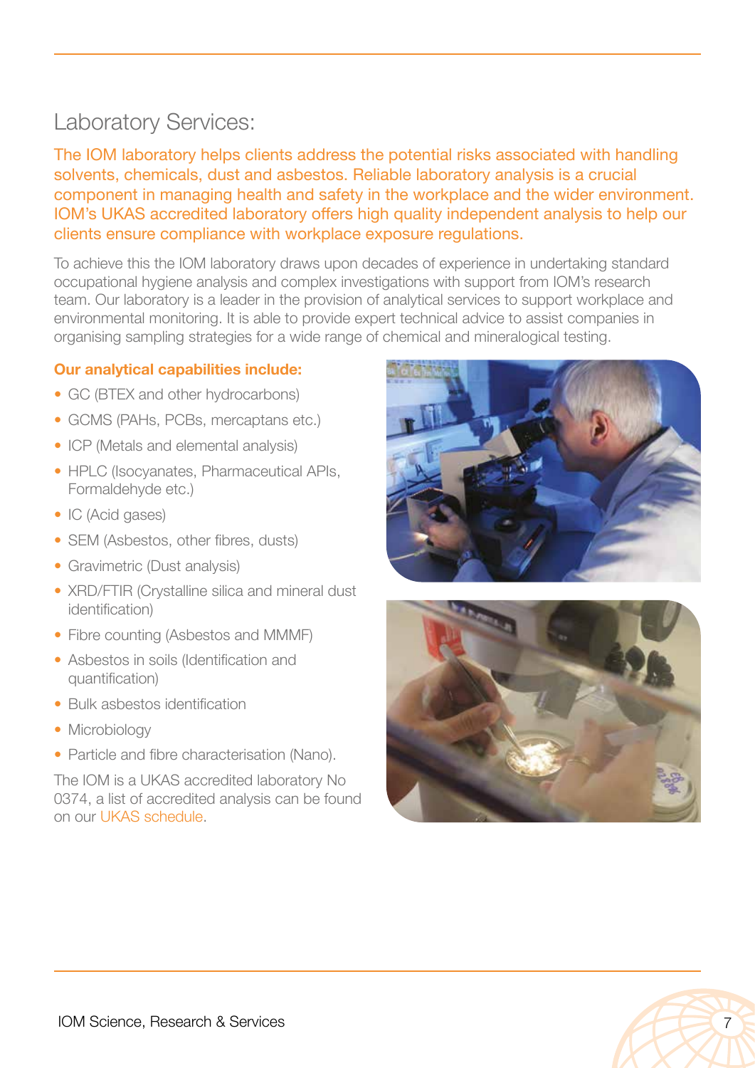# Laboratory Services:

The IOM laboratory helps clients address the potential risks associated with handling solvents, chemicals, dust and asbestos. Reliable laboratory analysis is a crucial component in managing health and safety in the workplace and the wider environment. IOM's UKAS accredited laboratory offers high quality independent analysis to help our clients ensure compliance with workplace exposure regulations.

To achieve this the IOM laboratory draws upon decades of experience in undertaking standard occupational hygiene analysis and complex investigations with support from IOM's research team. Our laboratory is a leader in the provision of analytical services to support workplace and environmental monitoring. It is able to provide expert technical advice to assist companies in organising sampling strategies for a wide range of chemical and mineralogical testing.

**Our analytical capabilities include:**

- GC (BTEX and other hydrocarbons)
- GCMS (PAHs, PCBs, mercaptans etc.)
- ICP (Metals and elemental analysis)
- HPLC (Isocyanates, Pharmaceutical APIs, Formaldehyde etc.)
- IC (Acid gases)
- SEM (Asbestos, other fibres, dusts)
- Gravimetric (Dust analysis)
- XRD/FTIR (Crystalline silica and mineral dust identification)
- Fibre counting (Asbestos and MMMF)
- Asbestos in soils (Identification and quantification)
- Bulk asbestos identification
- Microbiology
- Particle and fibre characterisation (Nano).

The IOM is a UKAS accredited laboratory No 0374, a list of accredited analysis can be found on our UKAS schedule.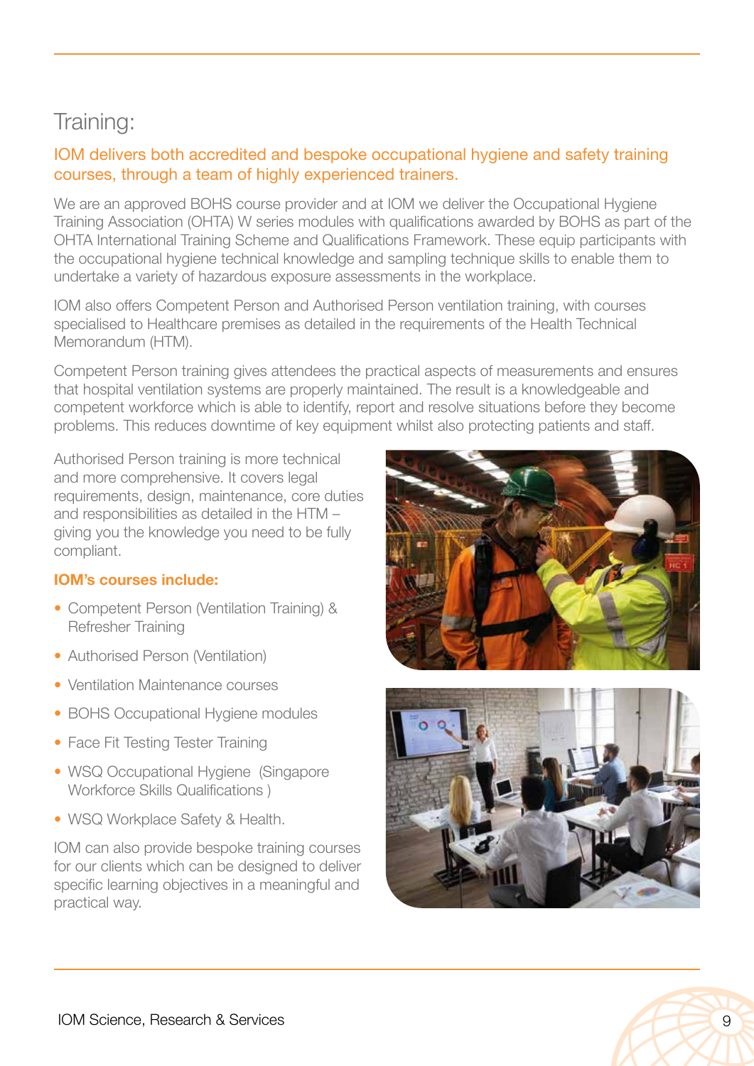# Training:

## IOM delivers both accredited and bespoke occupational hygiene and safety training courses, through a team of highly experienced trainers.

We are an approved BOHS course provider and at IOM we deliver the Occupational Hygiene Training Association (OHTA) W series modules with qualifications awarded by BOHS as part of the OHTA International Training Scheme and Qualifications Framework. These equip participants with the occupational hygiene technical knowledge and sampling technique skills to enable them to undertake a variety of hazardous exposure assessments in the workplace.

IOM also offers Competent Person and Authorised Person ventilation training, with courses specialised to Healthcare premises as detailed in the requirements of the Health Technical Memorandum (HTM).

Competent Person training gives attendees the practical aspects of measurements and ensures that hospital ventilation systems are properly maintained. The result is a knowledgeable and competent workforce which is able to identify, report and resolve situations before they become problems. This reduces downtime of key equipment whilst also protecting patients and staff.

Authorised Person training is more technical and more comprehensive. It covers legal requirements, design, maintenance, core duties and responsibilities as detailed in the HTM – giving you the knowledge you need to be fully compliant.

**IOM's courses include:**

- Competent Person (Ventilation Training) & Refresher Training
- Authorised Person (Ventilation)
- Ventilation Maintenance courses
- BOHS Occupational Hygiene modules
- Face Fit Testing Tester Training
- WSQ Occupational Hygiene (Singapore Workforce Skills Qualifications )
- WSQ Workplace Safety & Health.

IOM can also provide bespoke training courses for our clients which can be designed to deliver specific learning objectives in a meaningful and practical way.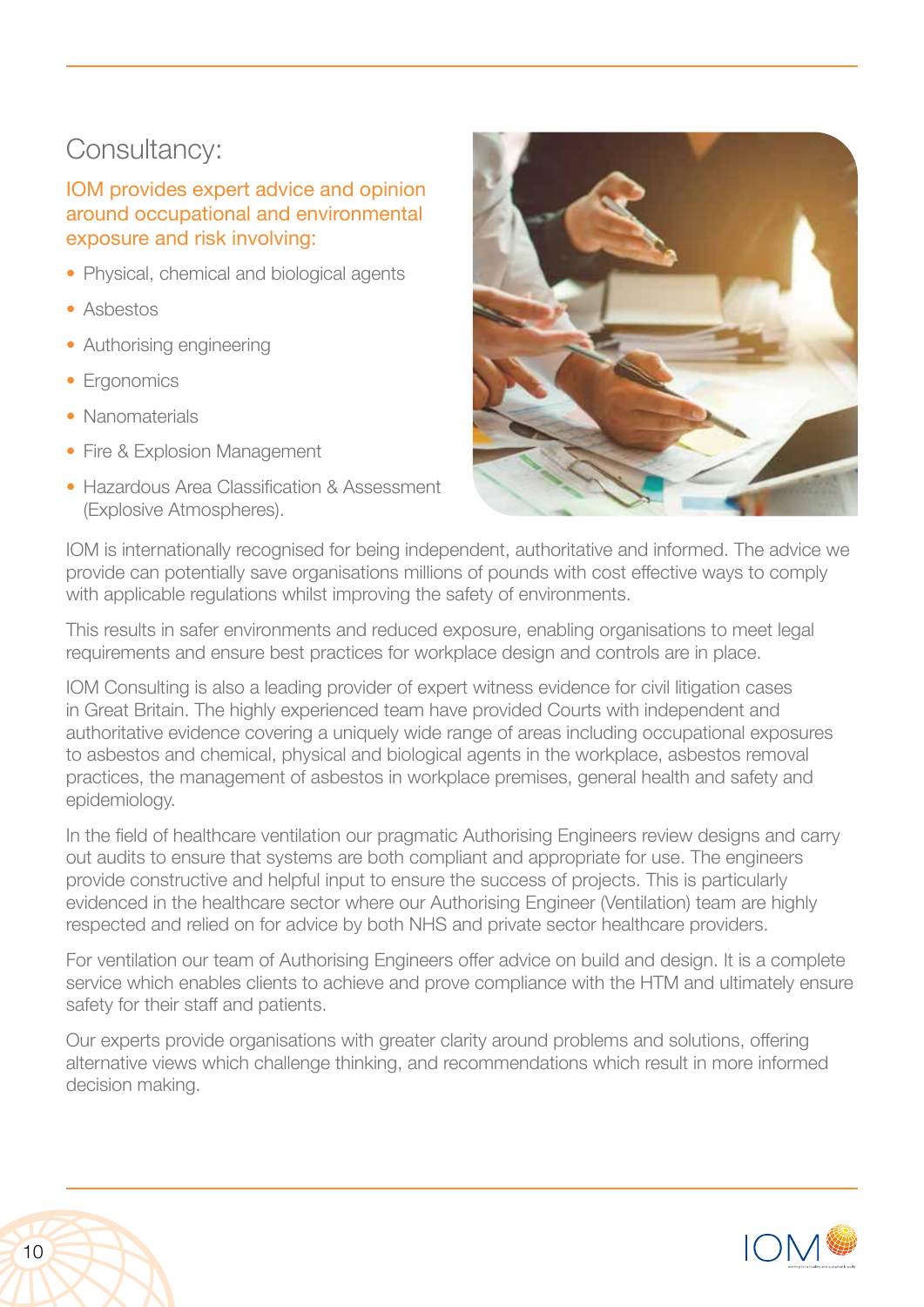## Consultancy:

IOM provides expert advice and opinion around occupational and environmental exposure and risk involving:

- Physical, chemical and biological agents
- Asbestos
- Authorising engineering
- Ergonomics
- Nanomaterials
- Fire & Explosion Management
- Hazardous Area Classification & Assessment (Explosive Atmospheres).

IOM is internationally recognised for being independent, authoritative and informed. The advice we provide can potentially save organisations millions of pounds with cost effective ways to comply with applicable regulations whilst improving the safety of environments.

This results in safer environments and reduced exposure, enabling organisations to meet legal requirements and ensure best practices for workplace design and controls are in place.

IOM Consulting is also a leading provider of expert witness evidence for civil litigation cases in Great Britain. The highly experienced team have provided Courts with independent and authoritative evidence covering a uniquely wide range of areas including occupational exposures to asbestos and chemical, physical and biological agents in the workplace, asbestos removal practices, the management of asbestos in workplace premises, general health and safety and epidemiology.

In the field of healthcare ventilation our pragmatic Authorising Engineers review designs and carry out audits to ensure that systems are both compliant and appropriate for use. The engineers provide constructive and helpful input to ensure the success of projects. This is particularly evidenced in the healthcare sector where our Authorising Engineer (Ventilation) team are highly respected and relied on for advice by both NHS and private sector healthcare providers.

For ventilation our team of Authorising Engineers offer advice on build and design. It is a complete service which enables clients to achieve and prove compliance with the HTM and ultimately ensure safety for their staff and patients.

Our experts provide organisations with greater clarity around problems and solutions, offering alternative views which challenge thinking, and recommendations which result in more informed decision making.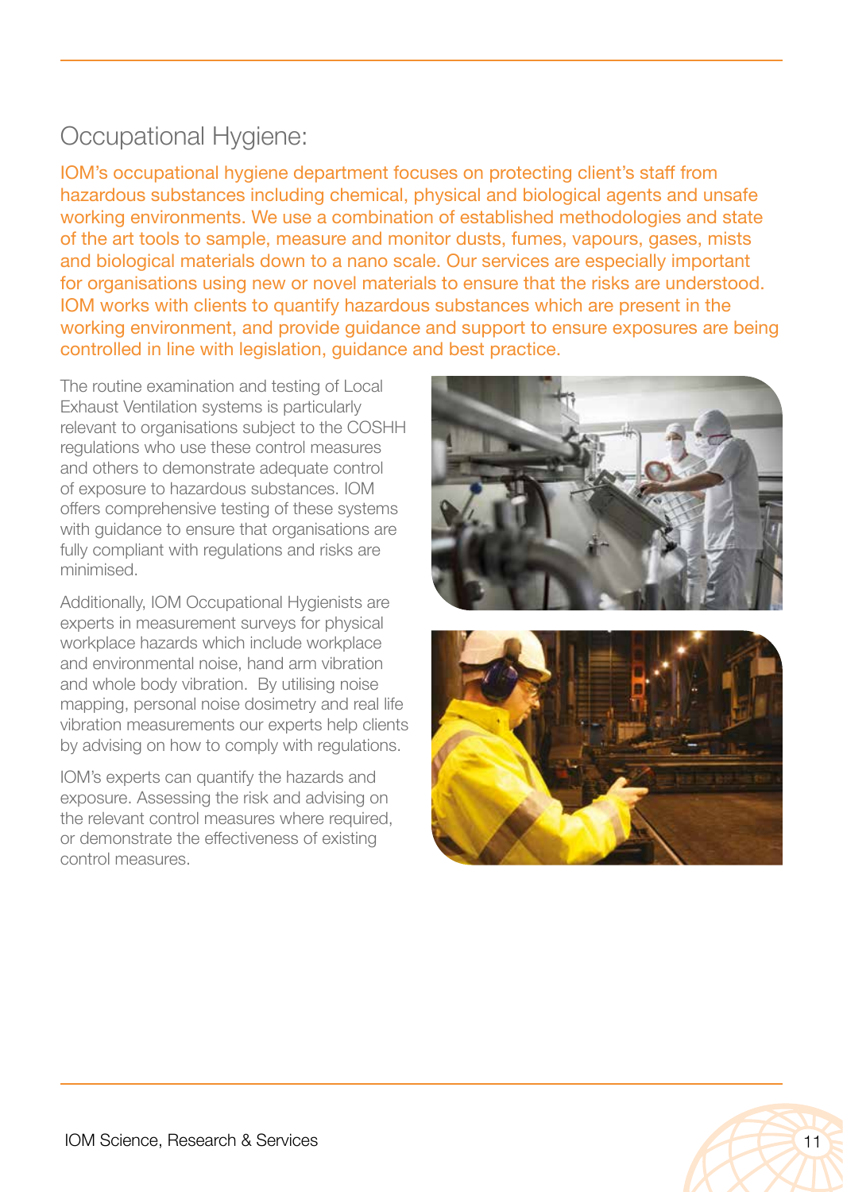## Occupational Hygiene:

IOM's occupational hygiene department focuses on protecting client's staff from hazardous substances including chemical, physical and biological agents and unsafe working environments. We use a combination of established methodologies and state of the art tools to sample, measure and monitor dusts, fumes, vapours, gases, mists and biological materials down to a nano scale. Our services are especially important for organisations using new or novel materials to ensure that the risks are understood. IOM works with clients to quantify hazardous substances which are present in the working environment, and provide guidance and support to ensure exposures are being controlled in line with legislation, guidance and best practice.

The routine examination and testing of Local Exhaust Ventilation systems is particularly relevant to organisations subject to the COSHH regulations who use these control measures and others to demonstrate adequate control of exposure to hazardous substances. IOM offers comprehensive testing of these systems with guidance to ensure that organisations are fully compliant with regulations and risks are minimised.

Additionally, IOM Occupational Hygienists are experts in measurement surveys for physical workplace hazards which include workplace and environmental noise, hand arm vibration and whole body vibration. By utilising noise mapping, personal noise dosimetry and real life vibration measurements our experts help clients by advising on how to comply with regulations.

IOM's experts can quantify the hazards and exposure. Assessing the risk and advising on the relevant control measures where required, or demonstrate the effectiveness of existing control measures.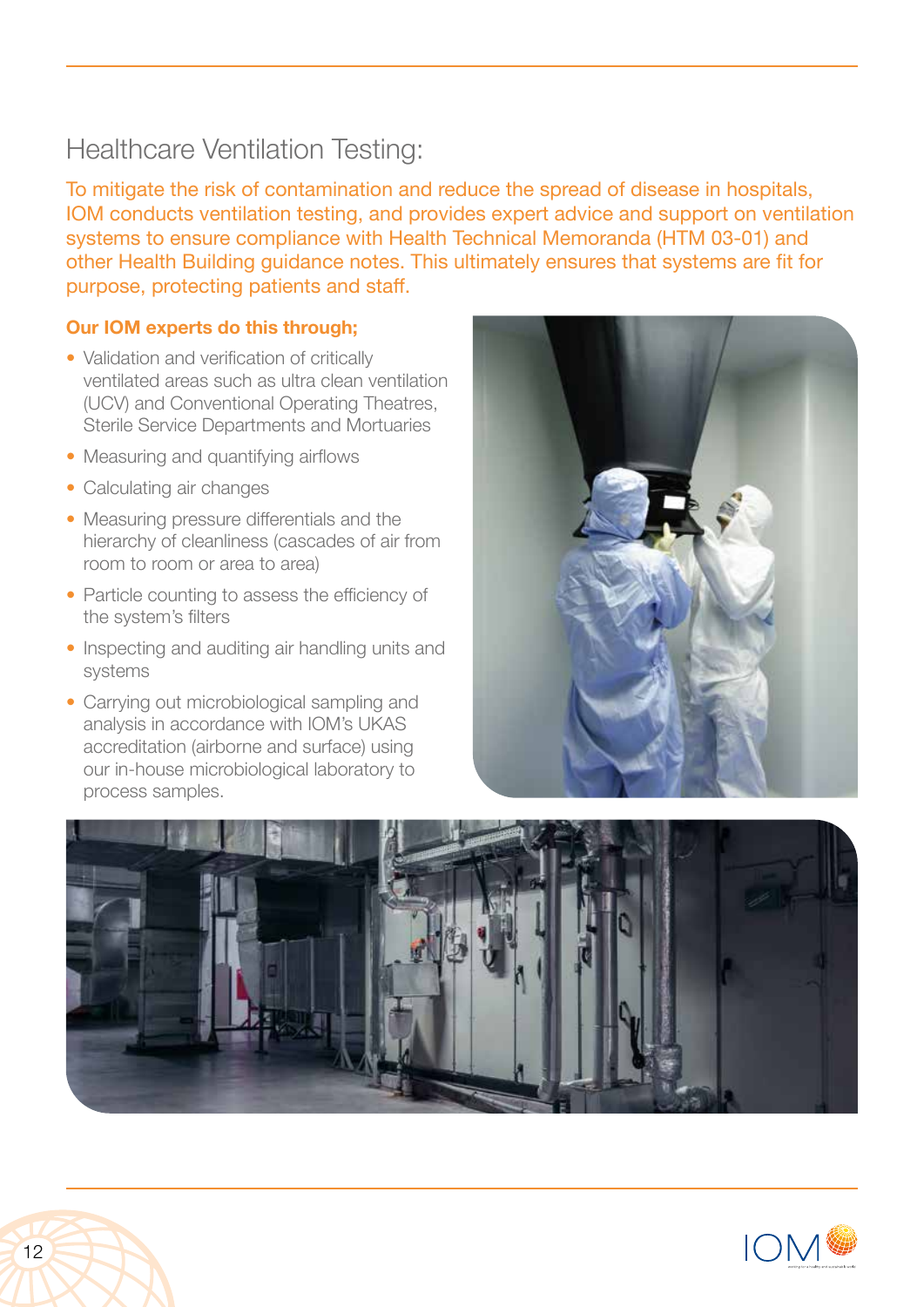# Healthcare Ventilation Testing:

To mitigate the risk of contamination and reduce the spread of disease in hospitals, IOM conducts ventilation testing, and provides expert advice and support on ventilation systems to ensure compliance with Health Technical Memoranda (HTM 03-01) and other Health Building guidance notes. This ultimately ensures that systems are fit for purpose, protecting patients and staff.

**Our IOM experts do this through;**

- Validation and verification of critically ventilated areas such as ultra clean ventilation (UCV) and Conventional Operating Theatres, Sterile Service Departments and Mortuaries
- Measuring and quantifying airflows
- Calculating air changes
- Measuring pressure differentials and the hierarchy of cleanliness (cascades of air from room to room or area to area)
- Particle counting to assess the efficiency of the system's filters
- Inspecting and auditing air handling units and systems
- Carrying out microbiological sampling and analysis in accordance with IOM's UKAS accreditation (airborne and surface) using our in-house microbiological laboratory to process samples.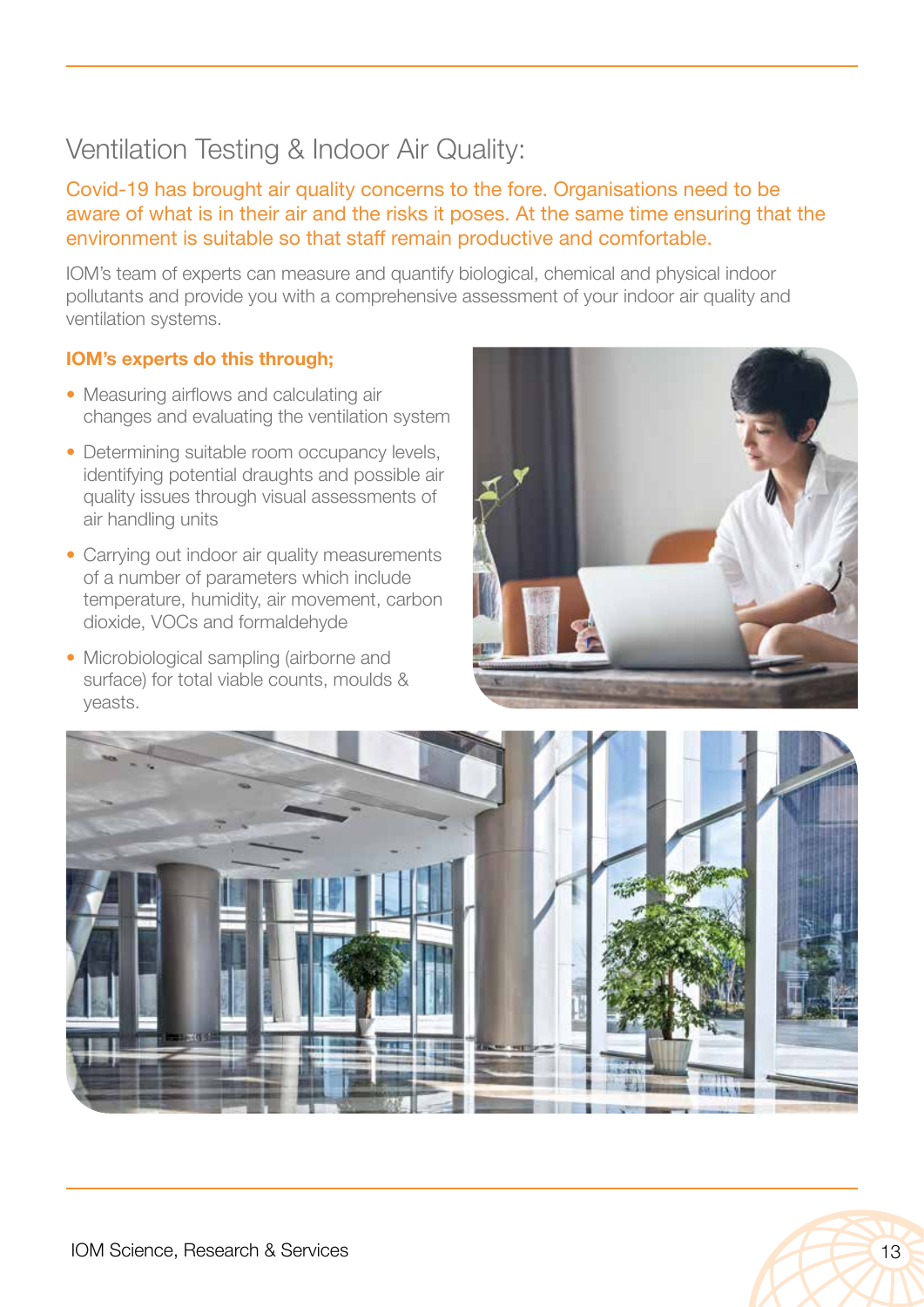## Ventilation Testing & Indoor Air Quality:

Covid-19 has brought air quality concerns to the fore. Organisations need to be aware of what is in their air and the risks it poses. At the same time ensuring that the environment is suitable so that staff remain productive and comfortable.

IOM's team of experts can measure and quantify biological, chemical and physical indoor pollutants and provide you with a comprehensive assessment of your indoor air quality and ventilation systems.

**IOM's experts do this through;**

- Measuring airflows and calculating air changes and evaluating the ventilation system
- Determining suitable room occupancy levels, identifying potential draughts and possible air quality issues through visual assessments of air handling units
- Carrying out indoor air quality measurements of a number of parameters which include temperature, humidity, air movement, carbon dioxide, VOCs and formaldehyde
- Microbiological sampling (airborne and surface) for total viable counts, moulds & yeasts.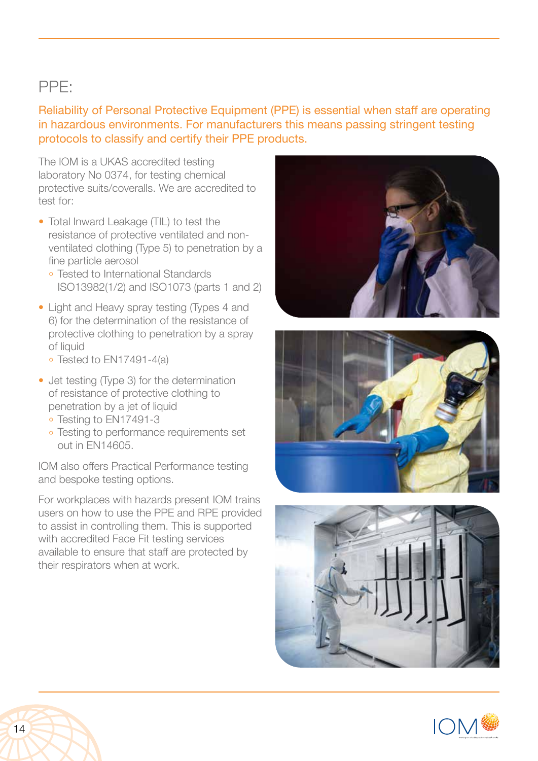# PPE:

Reliability of Personal Protective Equipment (PPE) is essential when staff are operating in hazardous environments. For manufacturers this means passing stringent testing protocols to classify and certify their PPE products.

The IOM is a UKAS accredited testing laboratory No 0374, for testing chemical protective suits/coveralls. We are accredited to test for:

- Total Inward Leakage (TIL) to test the resistance of protective ventilated and non-ventilated clothing (Type 5) to penetration by a fine particle aerosol
  - Tested to International Standards ISO13982(1/2) and ISO1073 (parts 1 and 2)
- Light and Heavy spray testing (Types 4 and 6) for the determination of the resistance of protective clothing to penetration by a spray of liquid
  - Tested to EN17491-4(a)
- Jet testing (Type 3) for the determination of resistance of protective clothing to penetration by a jet of liquid
  - Testing to EN17491-3
  - Testing to performance requirements set out in EN14605.

IOM also offers Practical Performance testing and bespoke testing options.

For workplaces with hazards present IOM trains users on how to use the PPE and RPE provided to assist in controlling them. This is supported with accredited Face Fit testing services available to ensure that staff are protected by their respirators when at work.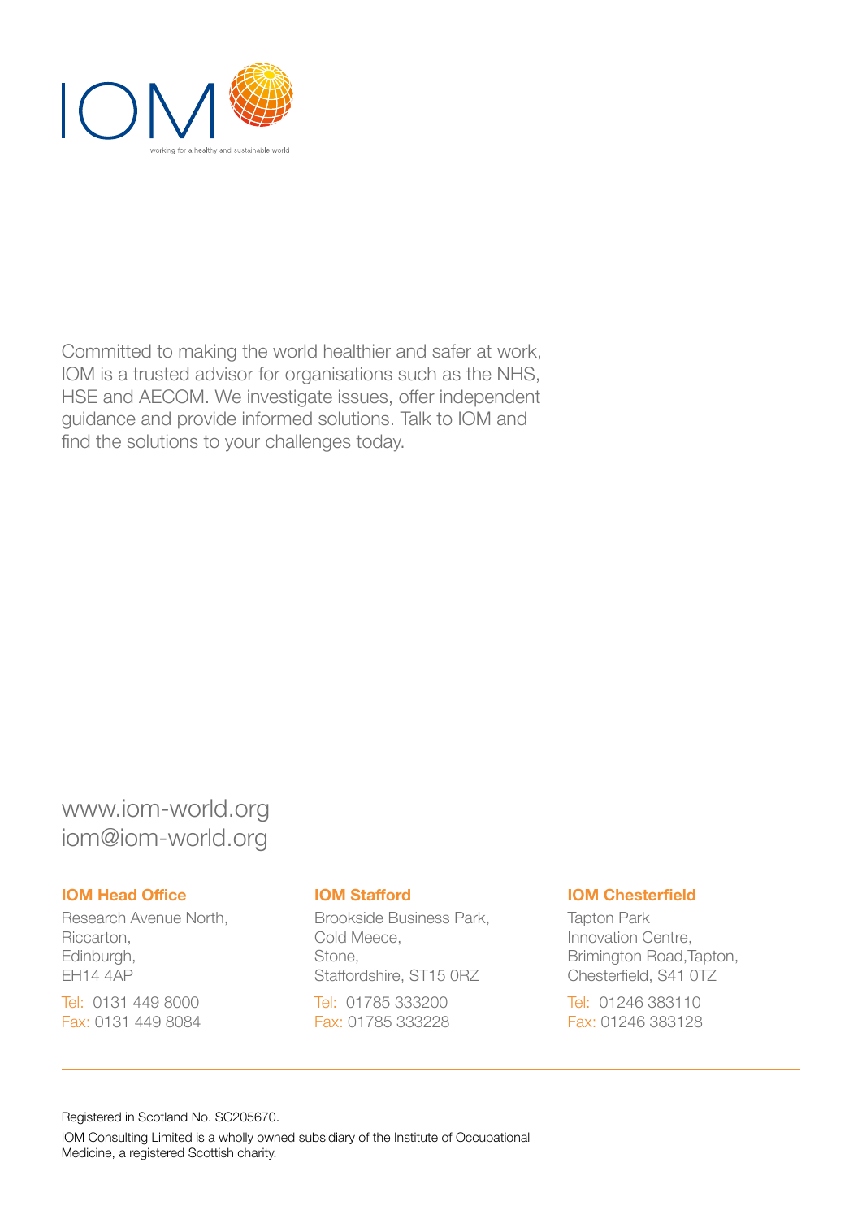IOM

working for a healthy and sustainable world

Committed to making the world healthier and safer at work, IOM is a trusted advisor for organisations such as the NHS, HSE and AECOM. We investigate issues, offer independent guidance and provide informed solutions. Talk to IOM and find the solutions to your challenges today.

www.iom-world.org
iom@iom-world.org

**IOM Head Office**

Research Avenue North,
Riccarton,
Edinburgh,
EH14 4AP

Tel: 0131 449 8000
Fax: 0131 449 8084

**IOM Stafford**

Brookside Business Park,
Cold Meece,
Stone,
Staffordshire, ST15 0RZ

Tel: 01785 333200
Fax: 01785 333228

**IOM Chesterfield**

Tapton Park
Innovation Centre,
Brimington Road,Tapton,
Chesterfield, S41 0TZ

Tel: 01246 383110
Fax: 01246 383128

---

Registered in Scotland No. SC205670.

IOM Consulting Limited is a wholly owned subsidiary of the Institute of Occupational Medicine, a registered Scottish charity.